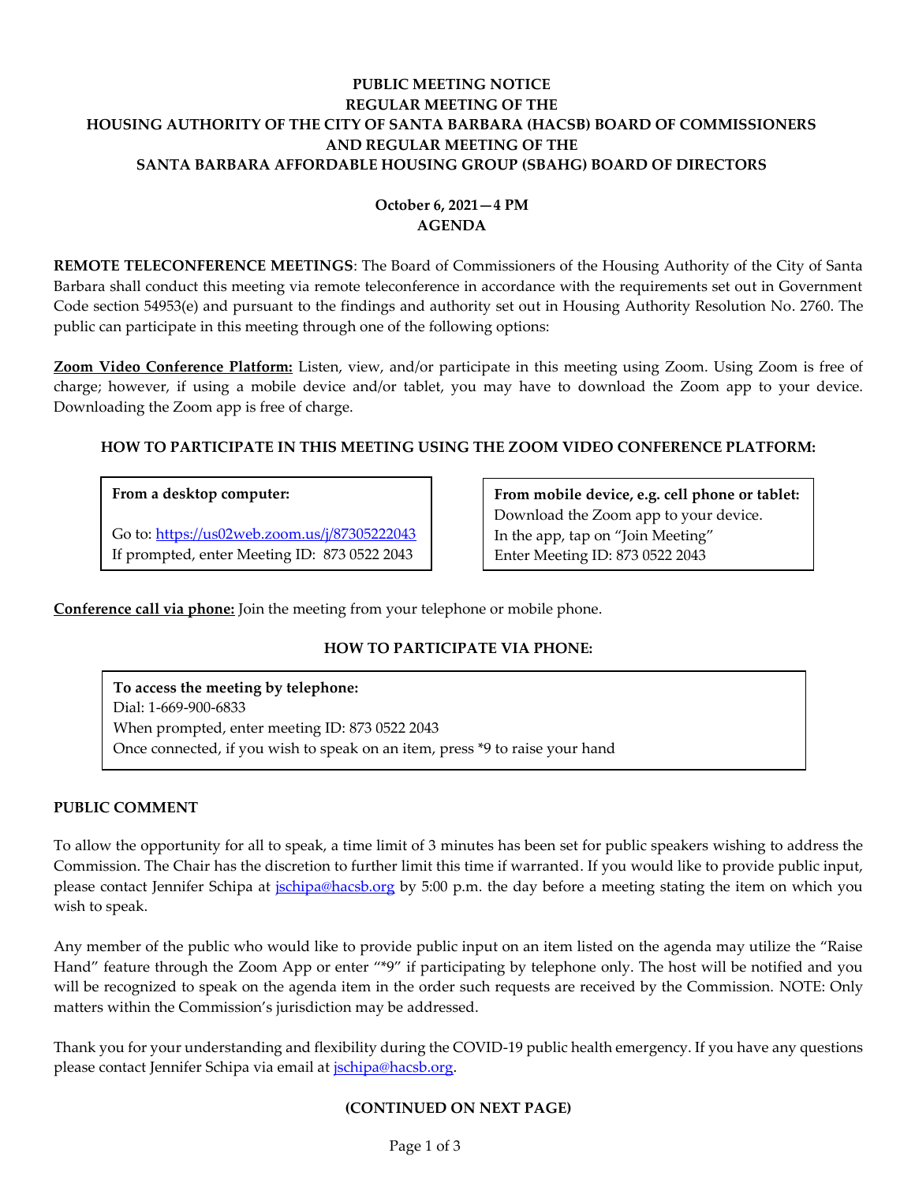# PUBLIC MEETING NOTICE
# REGULAR MEETING OF THE
# HOUSING AUTHORITY OF THE CITY OF SANTA BARBARA (HACSB) BOARD OF COMMISSIONERS
# AND REGULAR MEETING OF THE
# SANTA BARBARA AFFORDABLE HOUSING GROUP (SBAHG) BOARD OF DIRECTORS

**October 6, 2021—4 PM**
**AGENDA**

**REMOTE TELECONFERENCE MEETINGS**: The Board of Commissioners of the Housing Authority of the City of Santa Barbara shall conduct this meeting via remote teleconference in accordance with the requirements set out in Government Code section 54953(e) and pursuant to the findings and authority set out in Housing Authority Resolution No. 2760. The public can participate in this meeting through one of the following options:

**Zoom Video Conference Platform:** Listen, view, and/or participate in this meeting using Zoom. Using Zoom is free of charge; however, if using a mobile device and/or tablet, you may have to download the Zoom app to your device. Downloading the Zoom app is free of charge.

### HOW TO PARTICIPATE IN THIS MEETING USING THE ZOOM VIDEO CONFERENCE PLATFORM:

**From a desktop computer:**

Go to: https://us02web.zoom.us/j/87305222043
If prompted, enter Meeting ID: 873 0522 2043

**From mobile device, e.g. cell phone or tablet:**
Download the Zoom app to your device.
In the app, tap on "Join Meeting"
Enter Meeting ID: 873 0522 2043

**Conference call via phone:** Join the meeting from your telephone or mobile phone.

### HOW TO PARTICIPATE VIA PHONE:

**To access the meeting by telephone:**
Dial: 1-669-900-6833
When prompted, enter meeting ID: 873 0522 2043
Once connected, if you wish to speak on an item, press *9 to raise your hand

### PUBLIC COMMENT

To allow the opportunity for all to speak, a time limit of 3 minutes has been set for public speakers wishing to address the Commission. The Chair has the discretion to further limit this time if warranted. If you would like to provide public input, please contact Jennifer Schipa at jschipa@hacsb.org by 5:00 p.m. the day before a meeting stating the item on which you wish to speak.

Any member of the public who would like to provide public input on an item listed on the agenda may utilize the "Raise Hand" feature through the Zoom App or enter "*9" if participating by telephone only. The host will be notified and you will be recognized to speak on the agenda item in the order such requests are received by the Commission. NOTE: Only matters within the Commission's jurisdiction may be addressed.

Thank you for your understanding and flexibility during the COVID-19 public health emergency. If you have any questions please contact Jennifer Schipa via email at jschipa@hacsb.org.

**(CONTINUED ON NEXT PAGE)**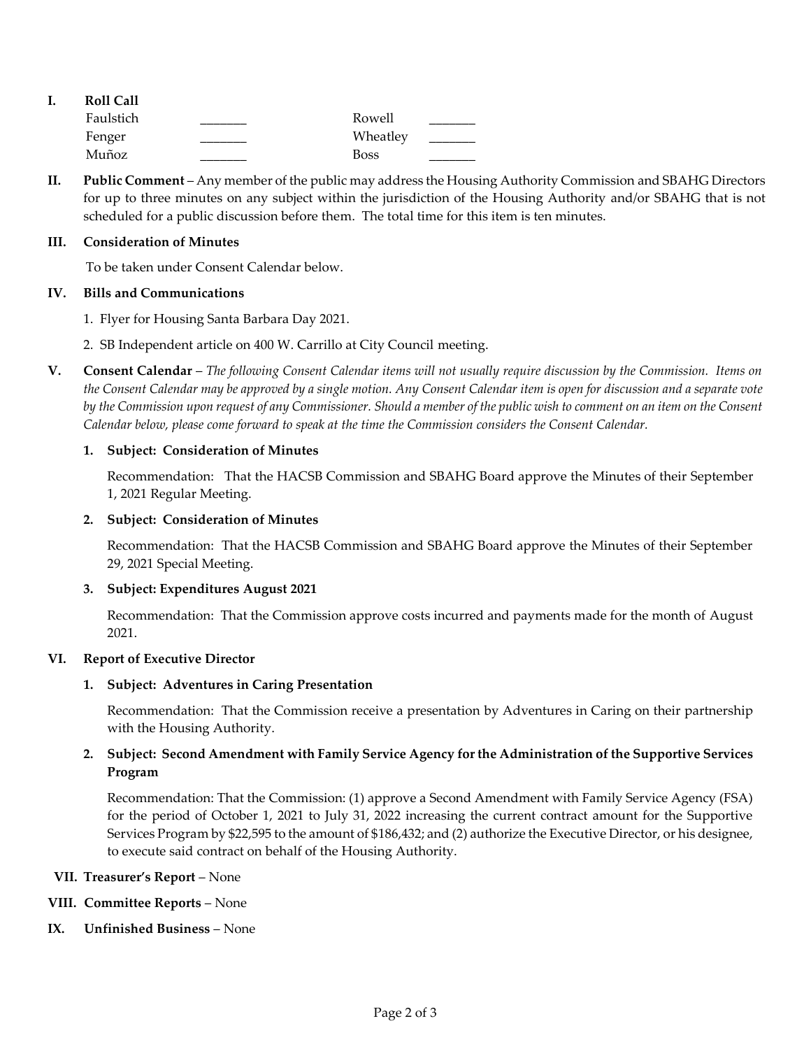## I. Roll Call

| | | | |
|---|---|---|---|
| Faulstich | _______ | Rowell | _______ |
| Fenger | _______ | Wheatley | _______ |
| Muñoz | _______ | Boss | _______ |

## II. Public Comment

**Public Comment** – Any member of the public may address the Housing Authority Commission and SBAHG Directors for up to three minutes on any subject within the jurisdiction of the Housing Authority and/or SBAHG that is not scheduled for a public discussion before them. The total time for this item is ten minutes.

## III. Consideration of Minutes

To be taken under Consent Calendar below.

## IV. Bills and Communications

1. Flyer for Housing Santa Barbara Day 2021.
2. SB Independent article on 400 W. Carrillo at City Council meeting.

## V. Consent Calendar

**Consent Calendar** – *The following Consent Calendar items will not usually require discussion by the Commission. Items on the Consent Calendar may be approved by a single motion. Any Consent Calendar item is open for discussion and a separate vote by the Commission upon request of any Commissioner. Should a member of the public wish to comment on an item on the Consent Calendar below, please come forward to speak at the time the Commission considers the Consent Calendar.*

**1. Subject: Consideration of Minutes**

Recommendation: That the HACSB Commission and SBAHG Board approve the Minutes of their September 1, 2021 Regular Meeting.

**2. Subject: Consideration of Minutes**

Recommendation: That the HACSB Commission and SBAHG Board approve the Minutes of their September 29, 2021 Special Meeting.

**3. Subject: Expenditures August 2021**

Recommendation: That the Commission approve costs incurred and payments made for the month of August 2021.

## VI. Report of Executive Director

**1. Subject: Adventures in Caring Presentation**

Recommendation: That the Commission receive a presentation by Adventures in Caring on their partnership with the Housing Authority.

**2. Subject: Second Amendment with Family Service Agency for the Administration of the Supportive Services Program**

Recommendation: That the Commission: (1) approve a Second Amendment with Family Service Agency (FSA) for the period of October 1, 2021 to July 31, 2022 increasing the current contract amount for the Supportive Services Program by $22,595 to the amount of $186,432; and (2) authorize the Executive Director, or his designee, to execute said contract on behalf of the Housing Authority.

## VII. Treasurer's Report – None

## VIII. Committee Reports – None

## IX. Unfinished Business – None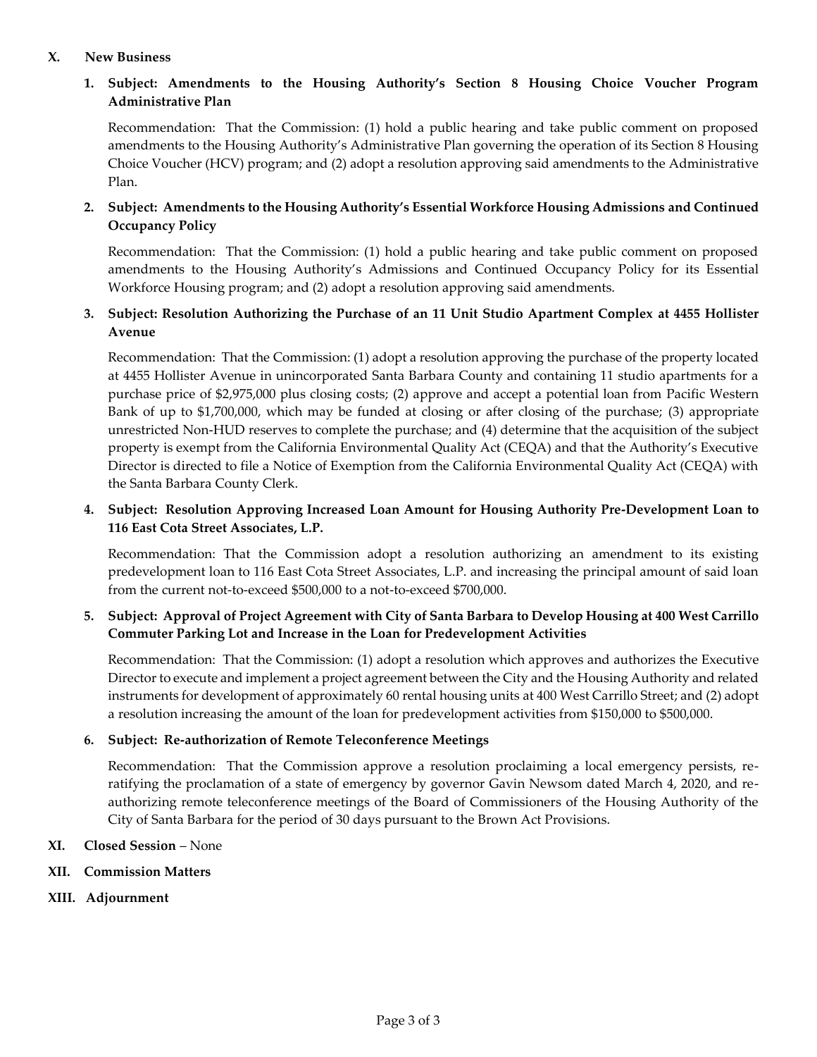## X. New Business

**1. Subject: Amendments to the Housing Authority's Section 8 Housing Choice Voucher Program Administrative Plan**

Recommendation: That the Commission: (1) hold a public hearing and take public comment on proposed amendments to the Housing Authority's Administrative Plan governing the operation of its Section 8 Housing Choice Voucher (HCV) program; and (2) adopt a resolution approving said amendments to the Administrative Plan.

**2. Subject: Amendments to the Housing Authority's Essential Workforce Housing Admissions and Continued Occupancy Policy**

Recommendation: That the Commission: (1) hold a public hearing and take public comment on proposed amendments to the Housing Authority's Admissions and Continued Occupancy Policy for its Essential Workforce Housing program; and (2) adopt a resolution approving said amendments.

**3. Subject: Resolution Authorizing the Purchase of an 11 Unit Studio Apartment Complex at 4455 Hollister Avenue**

Recommendation: That the Commission: (1) adopt a resolution approving the purchase of the property located at 4455 Hollister Avenue in unincorporated Santa Barbara County and containing 11 studio apartments for a purchase price of $2,975,000 plus closing costs; (2) approve and accept a potential loan from Pacific Western Bank of up to $1,700,000, which may be funded at closing or after closing of the purchase; (3) appropriate unrestricted Non-HUD reserves to complete the purchase; and (4) determine that the acquisition of the subject property is exempt from the California Environmental Quality Act (CEQA) and that the Authority's Executive Director is directed to file a Notice of Exemption from the California Environmental Quality Act (CEQA) with the Santa Barbara County Clerk.

**4. Subject: Resolution Approving Increased Loan Amount for Housing Authority Pre-Development Loan to 116 East Cota Street Associates, L.P.**

Recommendation: That the Commission adopt a resolution authorizing an amendment to its existing predevelopment loan to 116 East Cota Street Associates, L.P. and increasing the principal amount of said loan from the current not-to-exceed $500,000 to a not-to-exceed $700,000.

**5. Subject: Approval of Project Agreement with City of Santa Barbara to Develop Housing at 400 West Carrillo Commuter Parking Lot and Increase in the Loan for Predevelopment Activities**

Recommendation: That the Commission: (1) adopt a resolution which approves and authorizes the Executive Director to execute and implement a project agreement between the City and the Housing Authority and related instruments for development of approximately 60 rental housing units at 400 West Carrillo Street; and (2) adopt a resolution increasing the amount of the loan for predevelopment activities from $150,000 to $500,000.

**6. Subject: Re-authorization of Remote Teleconference Meetings**

Recommendation: That the Commission approve a resolution proclaiming a local emergency persists, re-ratifying the proclamation of a state of emergency by governor Gavin Newsom dated March 4, 2020, and re-authorizing remote teleconference meetings of the Board of Commissioners of the Housing Authority of the City of Santa Barbara for the period of 30 days pursuant to the Brown Act Provisions.

## XI. Closed Session – None

## XII. Commission Matters

## XIII. Adjournment